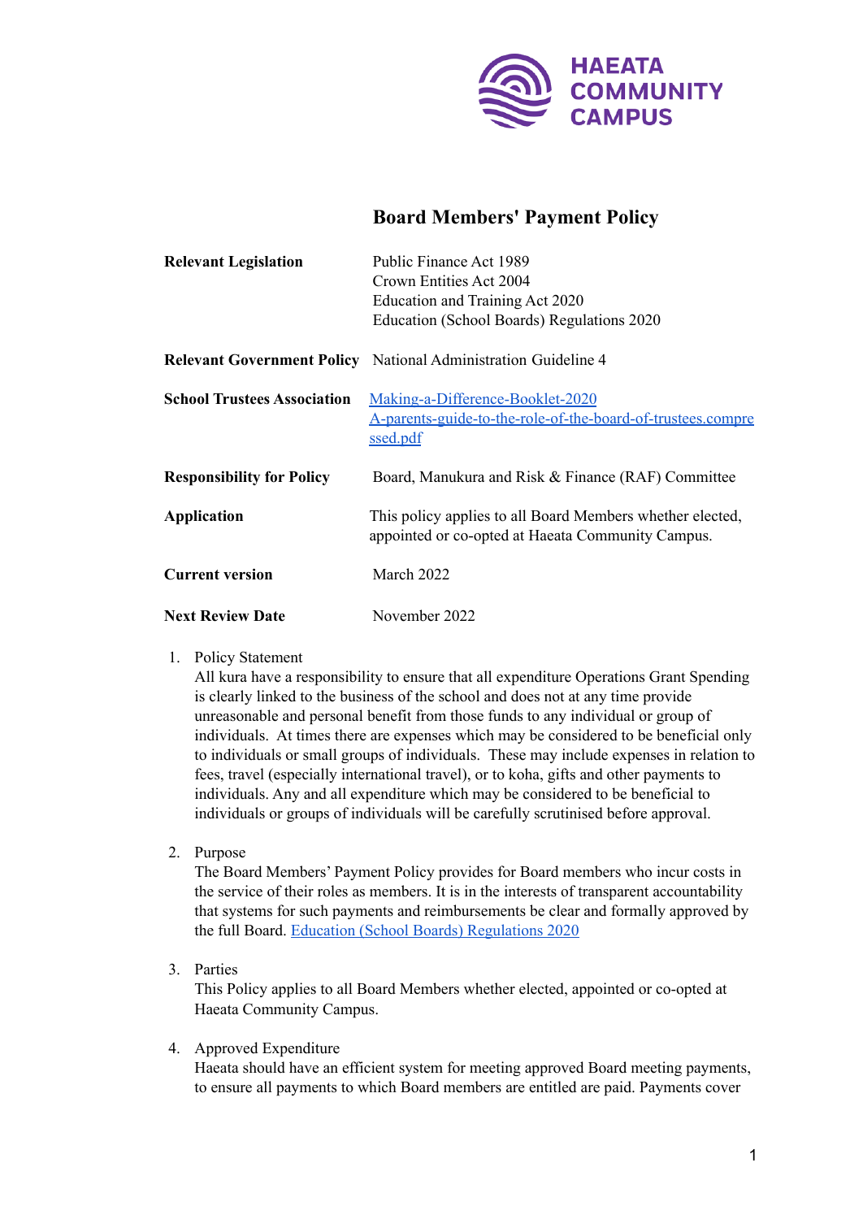HAEATA COMMUNITY CAMPUS

# Board Members' Payment Policy

| | |
|---|---|
| **Relevant Legislation** | Public Finance Act 1989<br>Crown Entities Act 2004<br>Education and Training Act 2020<br>Education (School Boards) Regulations 2020 |
| **Relevant Government Policy** | National Administration Guideline 4 |
| **School Trustees Association** | [Making-a-Difference-Booklet-2020](Making-a-Difference-Booklet-2020)<br>[A-parents-guide-to-the-role-of-the-board-of-trustees.compressed.pdf](A-parents-guide-to-the-role-of-the-board-of-trustees.compressed.pdf) |
| **Responsibility for Policy** | Board, Manukura and Risk & Finance (RAF) Committee |
| **Application** | This policy applies to all Board Members whether elected, appointed or co-opted at Haeata Community Campus. |
| **Current version** | March 2022 |
| **Next Review Date** | November 2022 |

1. Policy Statement
   All kura have a responsibility to ensure that all expenditure Operations Grant Spending is clearly linked to the business of the school and does not at any time provide unreasonable and personal benefit from those funds to any individual or group of individuals. At times there are expenses which may be considered to be beneficial only to individuals or small groups of individuals. These may include expenses in relation to fees, travel (especially international travel), or to koha, gifts and other payments to individuals. Any and all expenditure which may be considered to be beneficial to individuals or groups of individuals will be carefully scrutinised before approval.

2. Purpose
   The Board Members' Payment Policy provides for Board members who incur costs in the service of their roles as members. It is in the interests of transparent accountability that systems for such payments and reimbursements be clear and formally approved by the full Board. [Education (School Boards) Regulations 2020](Education (School Boards) Regulations 2020)

3. Parties
   This Policy applies to all Board Members whether elected, appointed or co-opted at Haeata Community Campus.

4. Approved Expenditure
   Haeata should have an efficient system for meeting approved Board meeting payments, to ensure all payments to which Board members are entitled are paid. Payments cover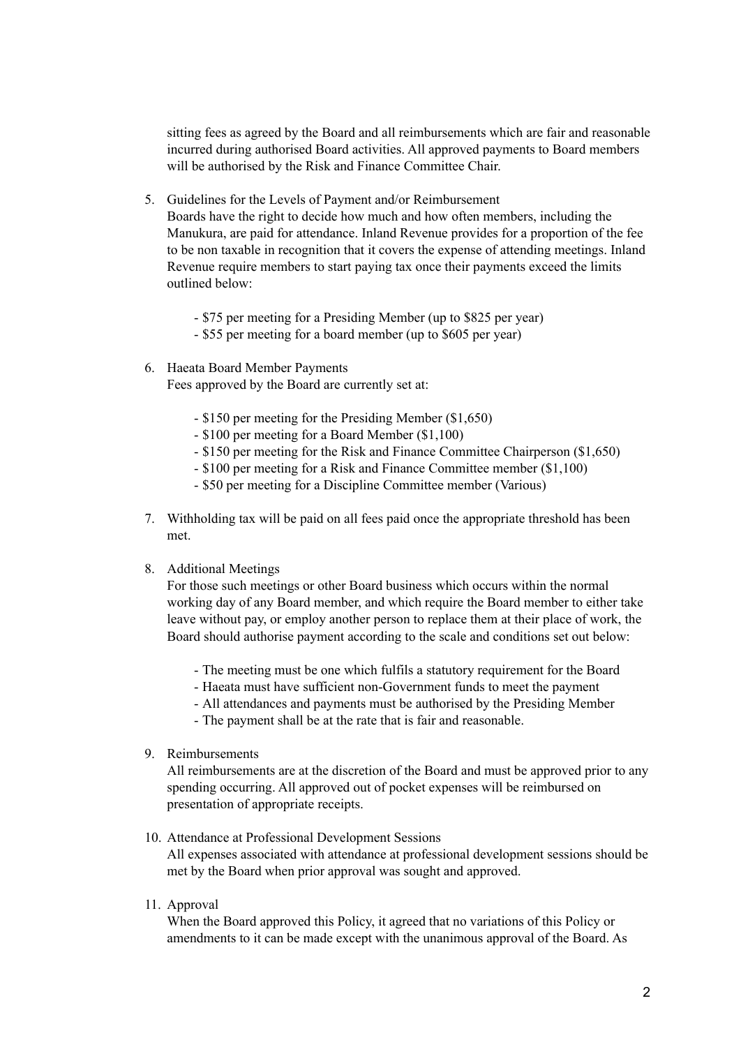sitting fees as agreed by the Board and all reimbursements which are fair and reasonable incurred during authorised Board activities. All approved payments to Board members will be authorised by the Risk and Finance Committee Chair.

5. Guidelines for the Levels of Payment and/or Reimbursement
   Boards have the right to decide how much and how often members, including the Manukura, are paid for attendance. Inland Revenue provides for a proportion of the fee to be non taxable in recognition that it covers the expense of attending meetings. Inland Revenue require members to start paying tax once their payments exceed the limits outlined below:

   - $75 per meeting for a Presiding Member (up to $825 per year)
   - $55 per meeting for a board member (up to $605 per year)

6. Haeata Board Member Payments
   Fees approved by the Board are currently set at:

   - $150 per meeting for the Presiding Member ($1,650)
   - $100 per meeting for a Board Member ($1,100)
   - $150 per meeting for the Risk and Finance Committee Chairperson ($1,650)
   - $100 per meeting for a Risk and Finance Committee member ($1,100)
   - $50 per meeting for a Discipline Committee member (Various)

7. Withholding tax will be paid on all fees paid once the appropriate threshold has been met.

8. Additional Meetings
   For those such meetings or other Board business which occurs within the normal working day of any Board member, and which require the Board member to either take leave without pay, or employ another person to replace them at their place of work, the Board should authorise payment according to the scale and conditions set out below:

   - The meeting must be one which fulfils a statutory requirement for the Board
   - Haeata must have sufficient non-Government funds to meet the payment
   - All attendances and payments must be authorised by the Presiding Member
   - The payment shall be at the rate that is fair and reasonable.

9. Reimbursements
   All reimbursements are at the discretion of the Board and must be approved prior to any spending occurring. All approved out of pocket expenses will be reimbursed on presentation of appropriate receipts.

10. Attendance at Professional Development Sessions
    All expenses associated with attendance at professional development sessions should be met by the Board when prior approval was sought and approved.

11. Approval
    When the Board approved this Policy, it agreed that no variations of this Policy or amendments to it can be made except with the unanimous approval of the Board. As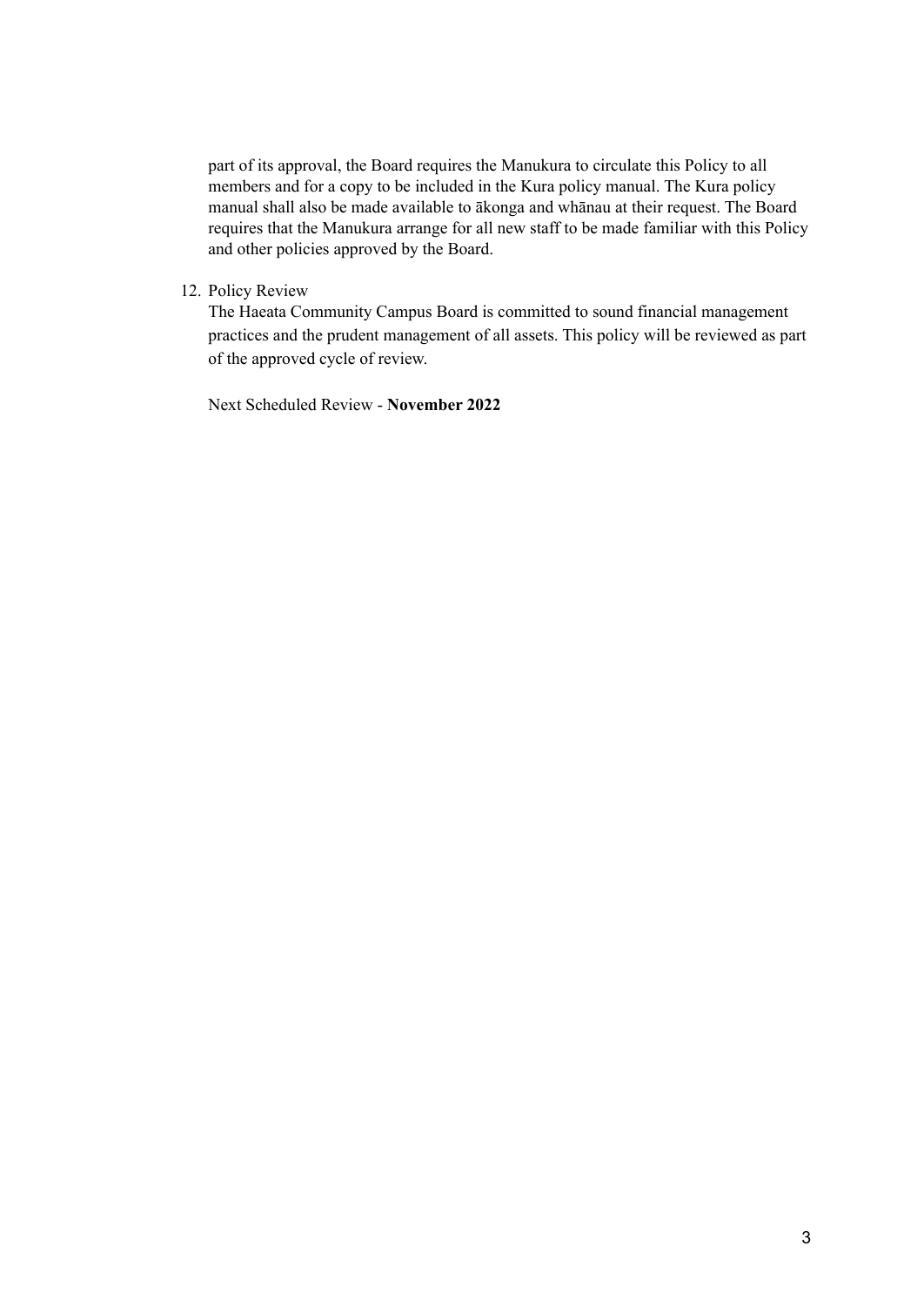part of its approval, the Board requires the Manukura to circulate this Policy to all members and for a copy to be included in the Kura policy manual. The Kura policy manual shall also be made available to ākonga and whānau at their request. The Board requires that the Manukura arrange for all new staff to be made familiar with this Policy and other policies approved by the Board.

12. Policy Review

    The Haeata Community Campus Board is committed to sound financial management practices and the prudent management of all assets. This policy will be reviewed as part of the approved cycle of review.

    Next Scheduled Review - **November 2022**